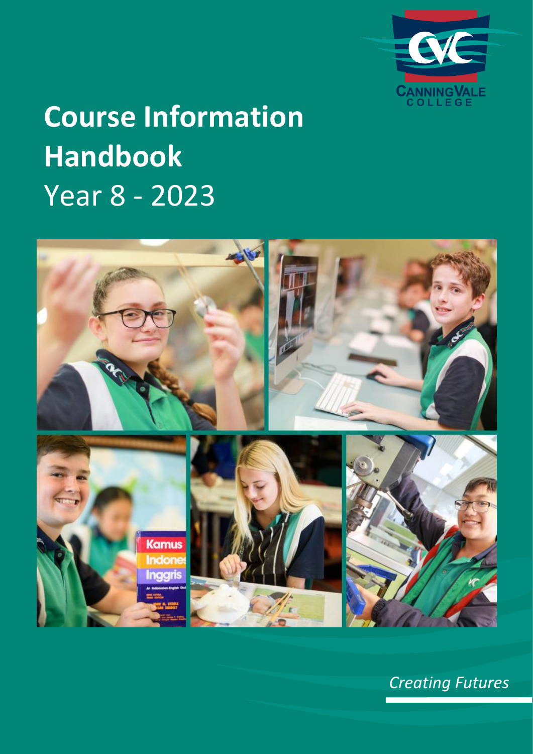CANNINGVALE COLLEGE

# Course Information Handbook

## Year 8 - 2023

*Creating Futures*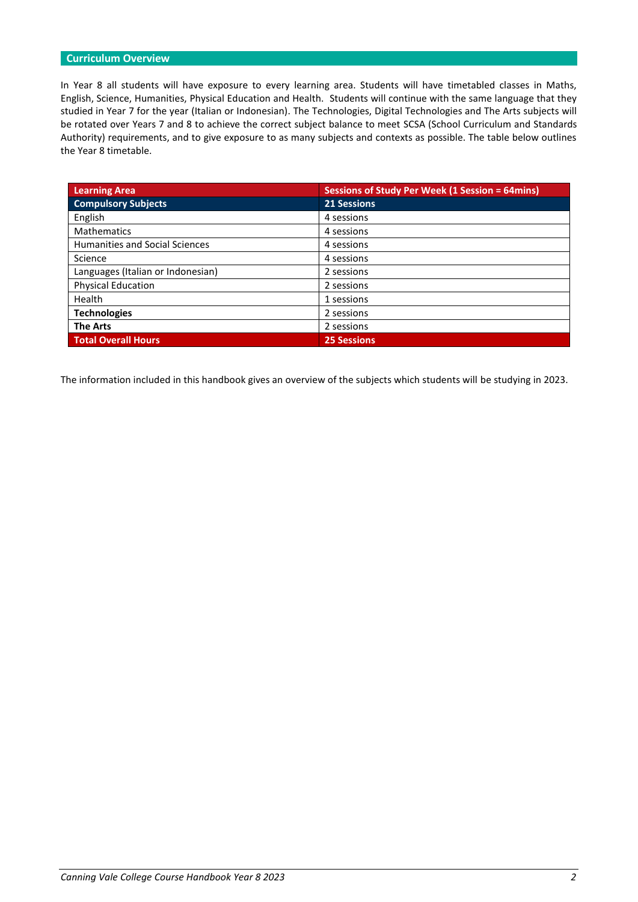## Curriculum Overview

In Year 8 all students will have exposure to every learning area. Students will have timetabled classes in Maths, English, Science, Humanities, Physical Education and Health. Students will continue with the same language that they studied in Year 7 for the year (Italian or Indonesian). The Technologies, Digital Technologies and The Arts subjects will be rotated over Years 7 and 8 to achieve the correct subject balance to meet SCSA (School Curriculum and Standards Authority) requirements, and to give exposure to as many subjects and contexts as possible. The table below outlines the Year 8 timetable.

| Learning Area | Sessions of Study Per Week (1 Session = 64mins) |
|---|---|
| **Compulsory Subjects** | **21 Sessions** |
| English | 4 sessions |
| Mathematics | 4 sessions |
| Humanities and Social Sciences | 4 sessions |
| Science | 4 sessions |
| Languages (Italian or Indonesian) | 2 sessions |
| Physical Education | 2 sessions |
| Health | 1 sessions |
| **Technologies** | 2 sessions |
| **The Arts** | 2 sessions |
| **Total Overall Hours** | **25 Sessions** |

The information included in this handbook gives an overview of the subjects which students will be studying in 2023.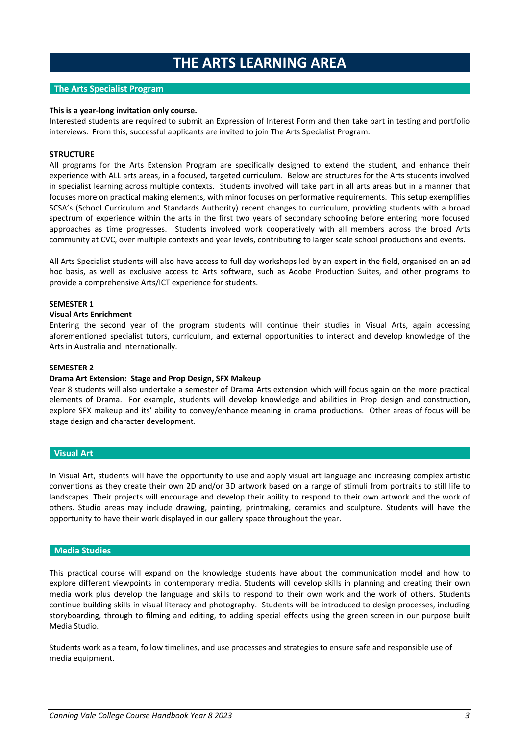# THE ARTS LEARNING AREA

## The Arts Specialist Program

**This is a year-long invitation only course.**

Interested students are required to submit an Expression of Interest Form and then take part in testing and portfolio interviews. From this, successful applicants are invited to join The Arts Specialist Program.

**STRUCTURE**

All programs for the Arts Extension Program are specifically designed to extend the student, and enhance their experience with ALL arts areas, in a focused, targeted curriculum. Below are structures for the Arts students involved in specialist learning across multiple contexts. Students involved will take part in all arts areas but in a manner that focuses more on practical making elements, with minor focuses on performative requirements. This setup exemplifies SCSA's (School Curriculum and Standards Authority) recent changes to curriculum, providing students with a broad spectrum of experience within the arts in the first two years of secondary schooling before entering more focused approaches as time progresses. Students involved work cooperatively with all members across the broad Arts community at CVC, over multiple contexts and year levels, contributing to larger scale school productions and events.

All Arts Specialist students will also have access to full day workshops led by an expert in the field, organised on an ad hoc basis, as well as exclusive access to Arts software, such as Adobe Production Suites, and other programs to provide a comprehensive Arts/ICT experience for students.

**SEMESTER 1**

**Visual Arts Enrichment**

Entering the second year of the program students will continue their studies in Visual Arts, again accessing aforementioned specialist tutors, curriculum, and external opportunities to interact and develop knowledge of the Arts in Australia and Internationally.

**SEMESTER 2**

**Drama Art Extension: Stage and Prop Design, SFX Makeup**

Year 8 students will also undertake a semester of Drama Arts extension which will focus again on the more practical elements of Drama. For example, students will develop knowledge and abilities in Prop design and construction, explore SFX makeup and its' ability to convey/enhance meaning in drama productions. Other areas of focus will be stage design and character development.

## Visual Art

In Visual Art, students will have the opportunity to use and apply visual art language and increasing complex artistic conventions as they create their own 2D and/or 3D artwork based on a range of stimuli from portraits to still life to landscapes. Their projects will encourage and develop their ability to respond to their own artwork and the work of others. Studio areas may include drawing, painting, printmaking, ceramics and sculpture. Students will have the opportunity to have their work displayed in our gallery space throughout the year.

## Media Studies

This practical course will expand on the knowledge students have about the communication model and how to explore different viewpoints in contemporary media. Students will develop skills in planning and creating their own media work plus develop the language and skills to respond to their own work and the work of others. Students continue building skills in visual literacy and photography. Students will be introduced to design processes, including storyboarding, through to filming and editing, to adding special effects using the green screen in our purpose built Media Studio.

Students work as a team, follow timelines, and use processes and strategies to ensure safe and responsible use of media equipment.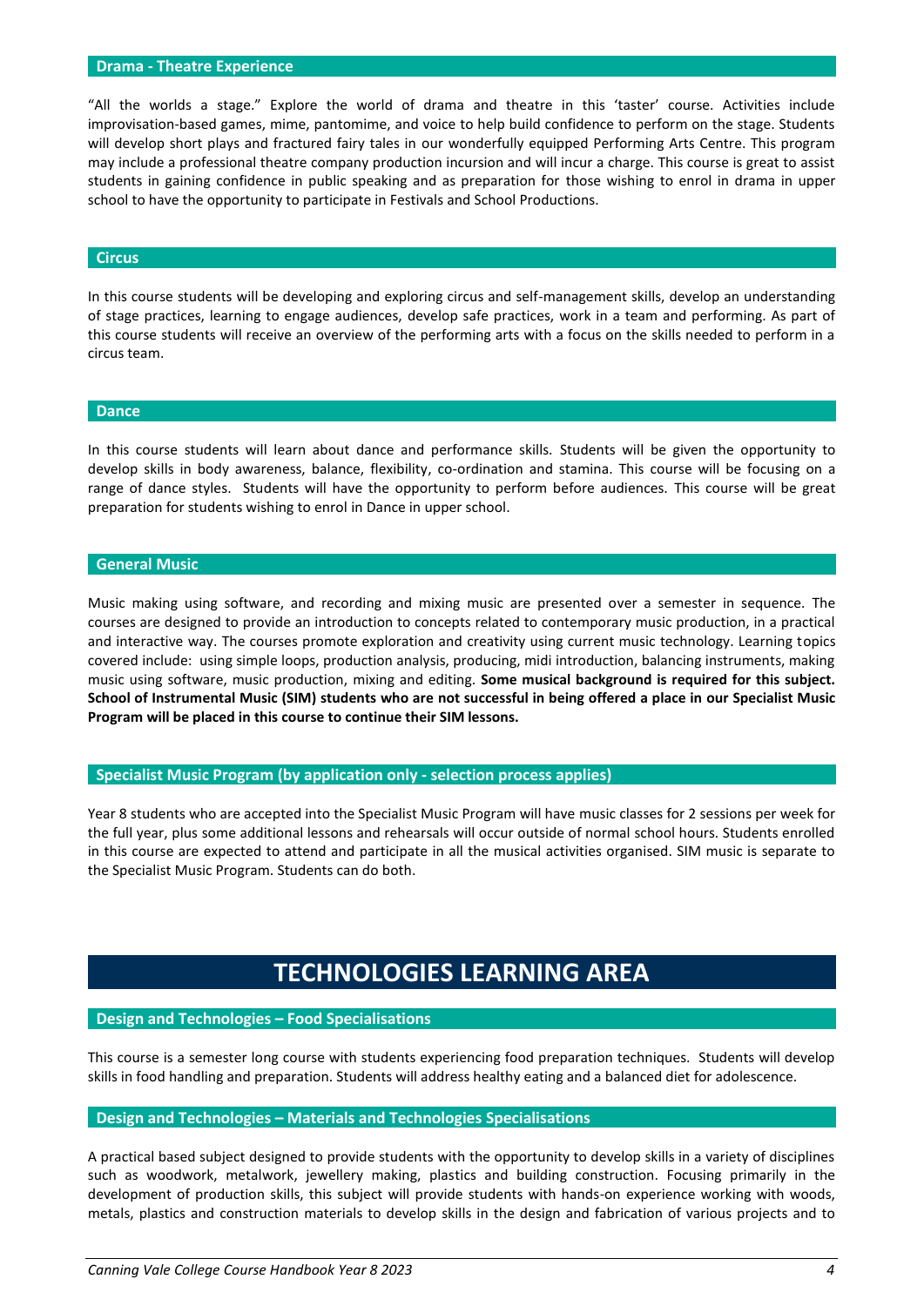### Drama - Theatre Experience

"All the worlds a stage." Explore the world of drama and theatre in this 'taster' course. Activities include improvisation-based games, mime, pantomime, and voice to help build confidence to perform on the stage. Students will develop short plays and fractured fairy tales in our wonderfully equipped Performing Arts Centre. This program may include a professional theatre company production incursion and will incur a charge. This course is great to assist students in gaining confidence in public speaking and as preparation for those wishing to enrol in drama in upper school to have the opportunity to participate in Festivals and School Productions.

### Circus

In this course students will be developing and exploring circus and self-management skills, develop an understanding of stage practices, learning to engage audiences, develop safe practices, work in a team and performing. As part of this course students will receive an overview of the performing arts with a focus on the skills needed to perform in a circus team.

### Dance

In this course students will learn about dance and performance skills. Students will be given the opportunity to develop skills in body awareness, balance, flexibility, co-ordination and stamina. This course will be focusing on a range of dance styles. Students will have the opportunity to perform before audiences. This course will be great preparation for students wishing to enrol in Dance in upper school.

### General Music

Music making using software, and recording and mixing music are presented over a semester in sequence. The courses are designed to provide an introduction to concepts related to contemporary music production, in a practical and interactive way. The courses promote exploration and creativity using current music technology. Learning topics covered include: using simple loops, production analysis, producing, midi introduction, balancing instruments, making music using software, music production, mixing and editing. **Some musical background is required for this subject. School of Instrumental Music (SIM) students who are not successful in being offered a place in our Specialist Music Program will be placed in this course to continue their SIM lessons.**

### Specialist Music Program (by application only - selection process applies)

Year 8 students who are accepted into the Specialist Music Program will have music classes for 2 sessions per week for the full year, plus some additional lessons and rehearsals will occur outside of normal school hours. Students enrolled in this course are expected to attend and participate in all the musical activities organised. SIM music is separate to the Specialist Music Program. Students can do both.

## TECHNOLOGIES LEARNING AREA

### Design and Technologies – Food Specialisations

This course is a semester long course with students experiencing food preparation techniques. Students will develop skills in food handling and preparation. Students will address healthy eating and a balanced diet for adolescence.

### Design and Technologies – Materials and Technologies Specialisations

A practical based subject designed to provide students with the opportunity to develop skills in a variety of disciplines such as woodwork, metalwork, jewellery making, plastics and building construction. Focusing primarily in the development of production skills, this subject will provide students with hands-on experience working with woods, metals, plastics and construction materials to develop skills in the design and fabrication of various projects and to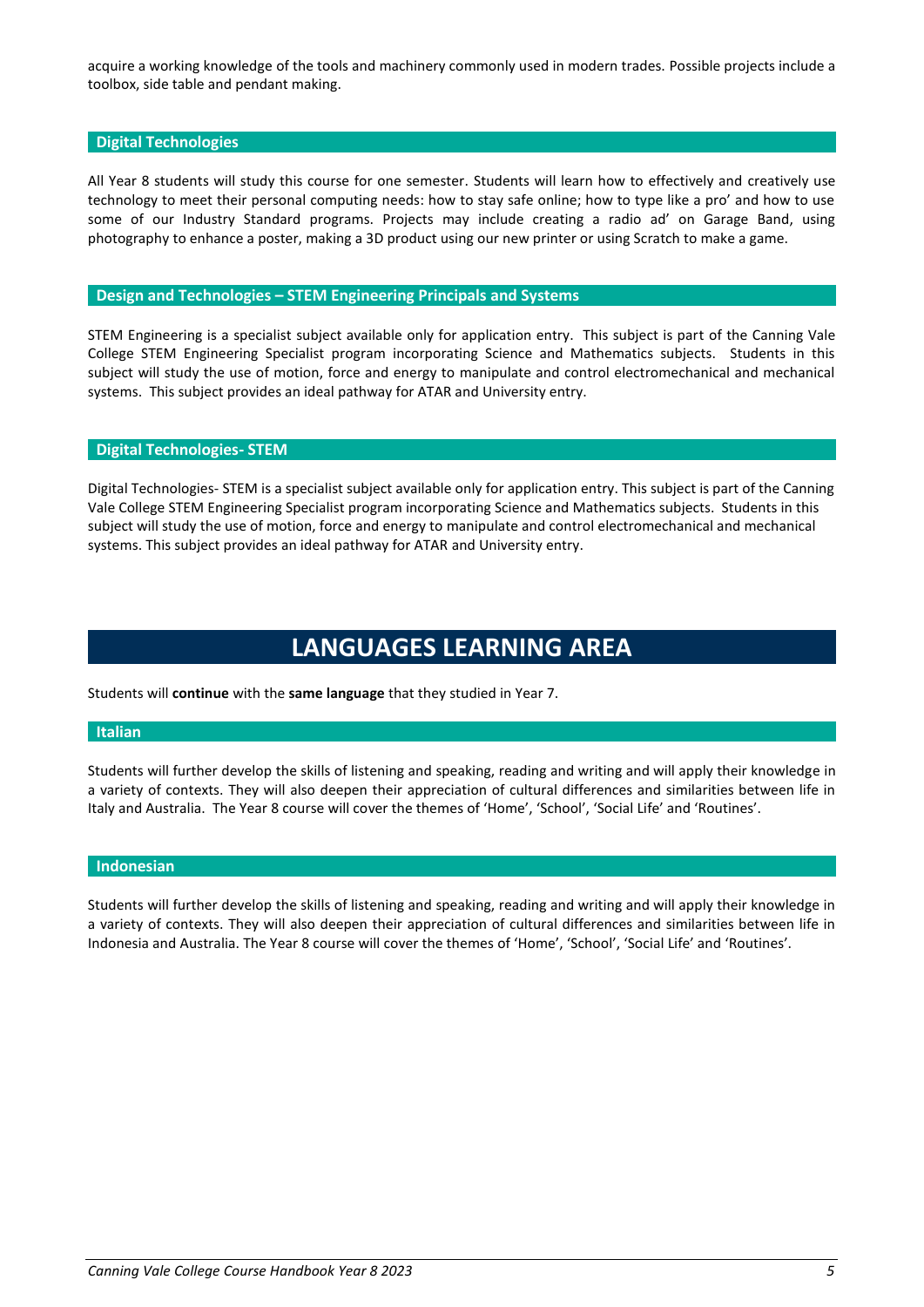acquire a working knowledge of the tools and machinery commonly used in modern trades. Possible projects include a toolbox, side table and pendant making.

### Digital Technologies

All Year 8 students will study this course for one semester. Students will learn how to effectively and creatively use technology to meet their personal computing needs: how to stay safe online; how to type like a pro' and how to use some of our Industry Standard programs. Projects may include creating a radio ad' on Garage Band, using photography to enhance a poster, making a 3D product using our new printer or using Scratch to make a game.

### Design and Technologies – STEM Engineering Principals and Systems

STEM Engineering is a specialist subject available only for application entry. This subject is part of the Canning Vale College STEM Engineering Specialist program incorporating Science and Mathematics subjects. Students in this subject will study the use of motion, force and energy to manipulate and control electromechanical and mechanical systems. This subject provides an ideal pathway for ATAR and University entry.

### Digital Technologies- STEM

Digital Technologies- STEM is a specialist subject available only for application entry. This subject is part of the Canning Vale College STEM Engineering Specialist program incorporating Science and Mathematics subjects. Students in this subject will study the use of motion, force and energy to manipulate and control electromechanical and mechanical systems. This subject provides an ideal pathway for ATAR and University entry.

## LANGUAGES LEARNING AREA

Students will **continue** with the **same language** that they studied in Year 7.

### Italian

Students will further develop the skills of listening and speaking, reading and writing and will apply their knowledge in a variety of contexts. They will also deepen their appreciation of cultural differences and similarities between life in Italy and Australia. The Year 8 course will cover the themes of 'Home', 'School', 'Social Life' and 'Routines'.

### Indonesian

Students will further develop the skills of listening and speaking, reading and writing and will apply their knowledge in a variety of contexts. They will also deepen their appreciation of cultural differences and similarities between life in Indonesia and Australia. The Year 8 course will cover the themes of 'Home', 'School', 'Social Life' and 'Routines'.